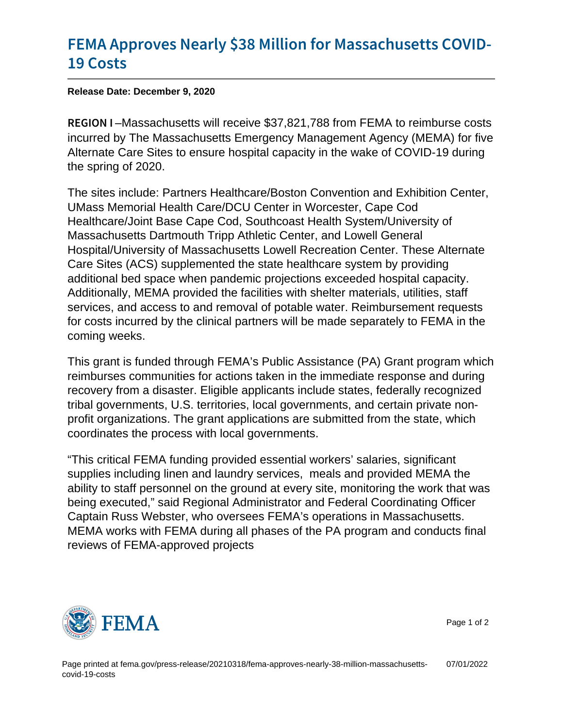# FEMA Approves Nearly $38 Million for Massachusetts COVID-19 Costs

**Release Date: December 9, 2020**

**REGION I** –Massachusetts will receive $37,821,788 from FEMA to reimburse costs incurred by The Massachusetts Emergency Management Agency (MEMA) for five Alternate Care Sites to ensure hospital capacity in the wake of COVID-19 during the spring of 2020.

The sites include: Partners Healthcare/Boston Convention and Exhibition Center, UMass Memorial Health Care/DCU Center in Worcester, Cape Cod Healthcare/Joint Base Cape Cod, Southcoast Health System/University of Massachusetts Dartmouth Tripp Athletic Center, and Lowell General Hospital/University of Massachusetts Lowell Recreation Center. These Alternate Care Sites (ACS) supplemented the state healthcare system by providing additional bed space when pandemic projections exceeded hospital capacity. Additionally, MEMA provided the facilities with shelter materials, utilities, staff services, and access to and removal of potable water. Reimbursement requests for costs incurred by the clinical partners will be made separately to FEMA in the coming weeks.

This grant is funded through FEMA's Public Assistance (PA) Grant program which reimburses communities for actions taken in the immediate response and during recovery from a disaster. Eligible applicants include states, federally recognized tribal governments, U.S. territories, local governments, and certain private non-profit organizations. The grant applications are submitted from the state, which coordinates the process with local governments.

"This critical FEMA funding provided essential workers' salaries, significant supplies including linen and laundry services,  meals and provided MEMA the ability to staff personnel on the ground at every site, monitoring the work that was being executed," said Regional Administrator and Federal Coordinating Officer Captain Russ Webster, who oversees FEMA's operations in Massachusetts. MEMA works with FEMA during all phases of the PA program and conducts final reviews of FEMA-approved projects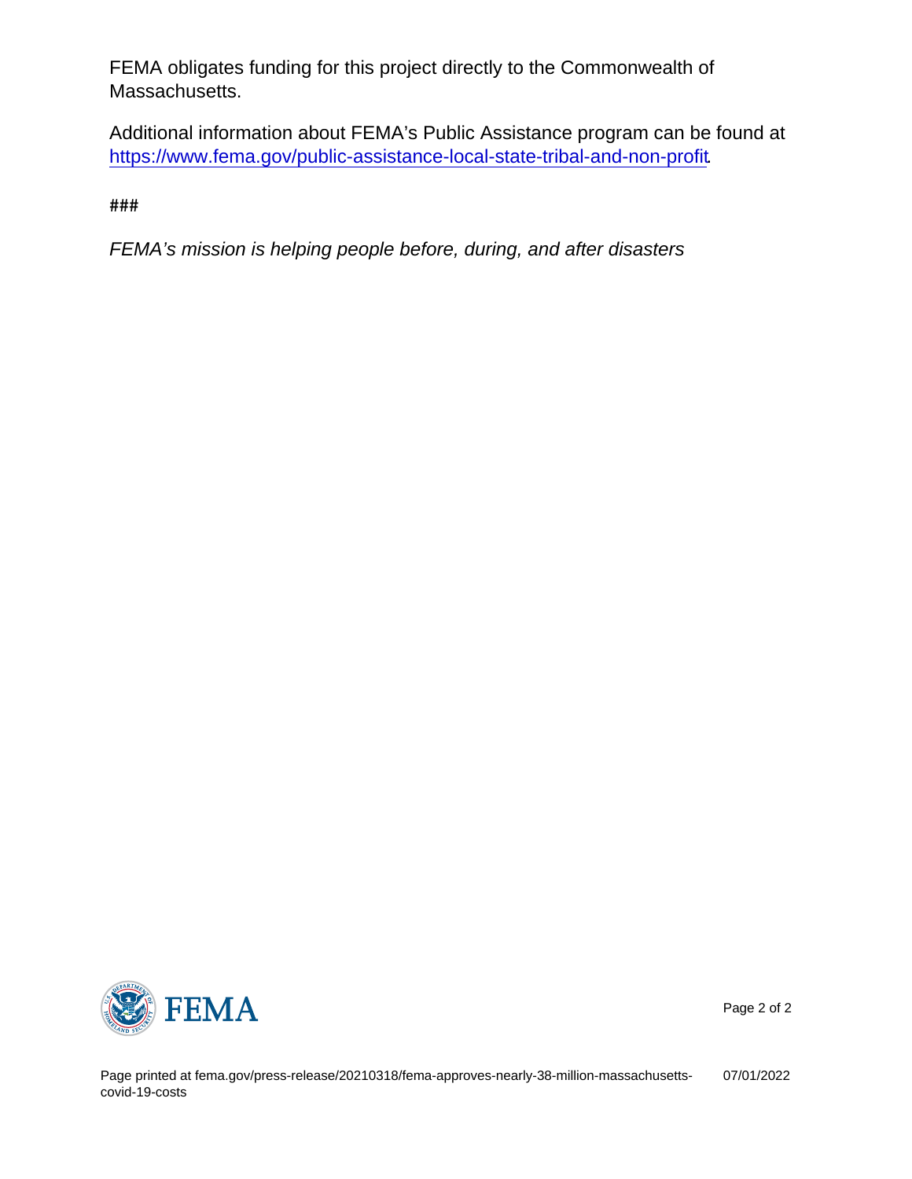FEMA obligates funding for this project directly to the Commonwealth of Massachusetts.

Additional information about FEMA's Public Assistance program can be found at https://www.fema.gov/public-assistance-local-state-tribal-and-non-profit.

###

*FEMA's mission is helping people before, during, and after disasters*